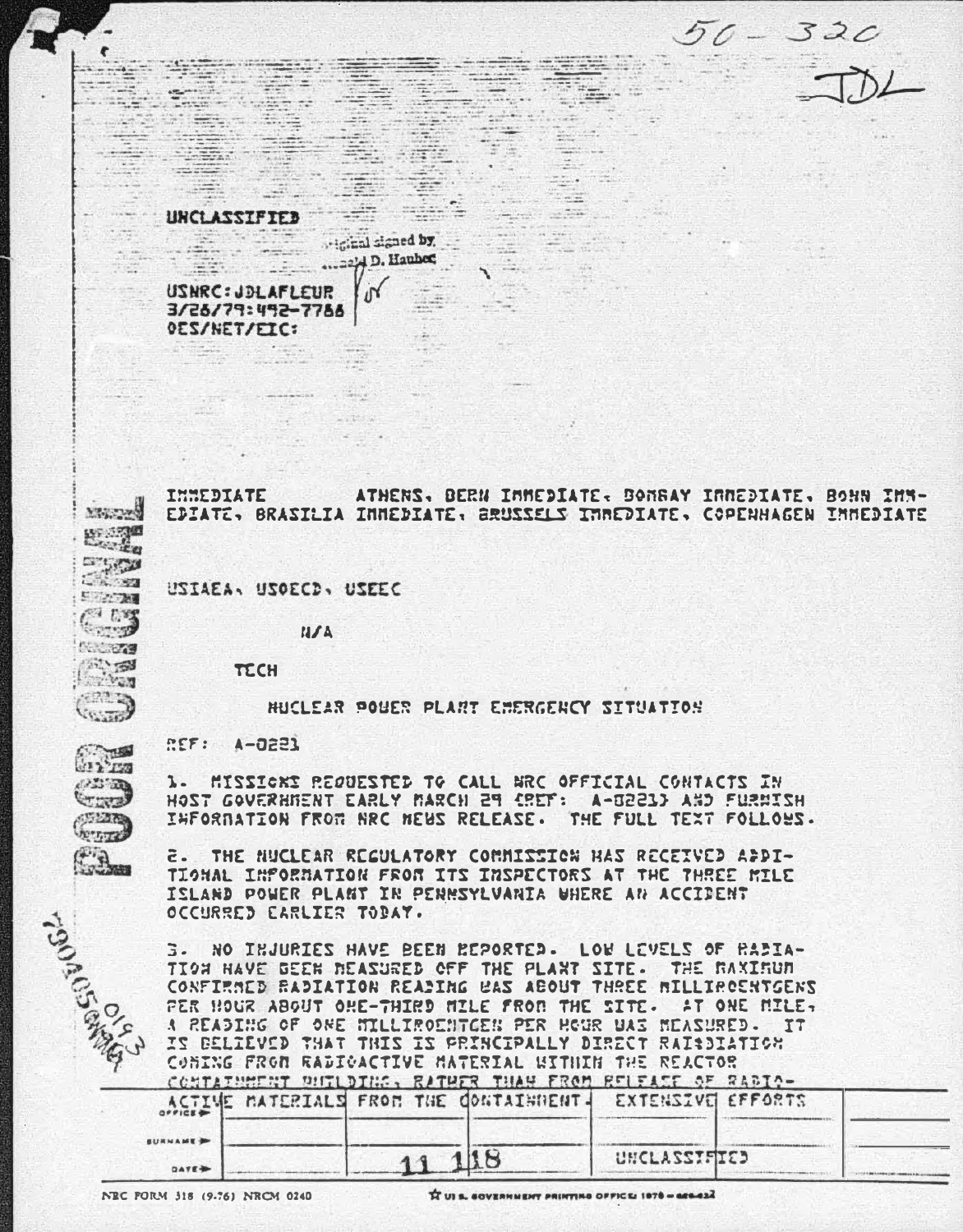50-320

JDL

UNCLASSIFIED

Original signed by
Donald D. Hauber

USNRC: JDLAFLEUR
3/28/79: 492-7788
OES/NET/EIC:

IMMEDIATE ATHENS, BERN IMMEDIATE, BOMBAY IMMEDIATE, BONN IMMEDIATE, BRASILIA IMMEDIATE, BRUSSELS IMMEDIATE, COPENHAGEN IMMEDIATE

USIAEA, USOECD, USEEC

N/A

TECH

NUCLEAR POWER PLANT EMERGENCY SITUATION

REF: A-0221

1. MISSIONS REQUESTED TO CALL NRC OFFICIAL CONTACTS IN HOST GOVERNMENT EARLY MARCH 29 (REF: A-0221) AND FURNISH INFORMATION FROM NRC NEWS RELEASE. THE FULL TEXT FOLLOWS.

2. THE NUCLEAR REGULATORY COMMISSION HAS RECEIVED ADDITIONAL INFORMATION FROM ITS INSPECTORS AT THE THREE MILE ISLAND POWER PLANT IN PENNSYLVANIA WHERE AN ACCIDENT OCCURRED EARLIER TODAY.

3. NO INJURIES HAVE BEEN REPORTED. LOW LEVELS OF RADIATION HAVE BEEN MEASURED OFF THE PLANT SITE. THE MAXIMUM CONFIRMED RADIATION READING WAS ABOUT THREE MILLIROENTGENS PER HOUR ABOUT ONE-THIRD MILE FROM THE SITE. AT ONE MILE, A READING OF ONE MILLIROENTGEN PER HOUR WAS MEASURED. IT IS BELIEVED THAT THIS IS PRINCIPALLY DIRECT RADIATION COMING FROM RADIOACTIVE MATERIAL WITHIN THE REACTOR CONTAINMENT BUILDING, RATHER THAN FROM RELEASE OF RADIOACTIVE MATERIALS FROM THE CONTAINMENT. EXTENSIVE EFFORTS

POOR ORIGINAL

7904050193

| OFFICE | | | | | |
|---|---|---|---|---|---|
| SURNAME | | | | | |
| DATE | | 11 118 | | UNCLASSIFIED | |

NRC FORM 318 (9-76) NRCM 0240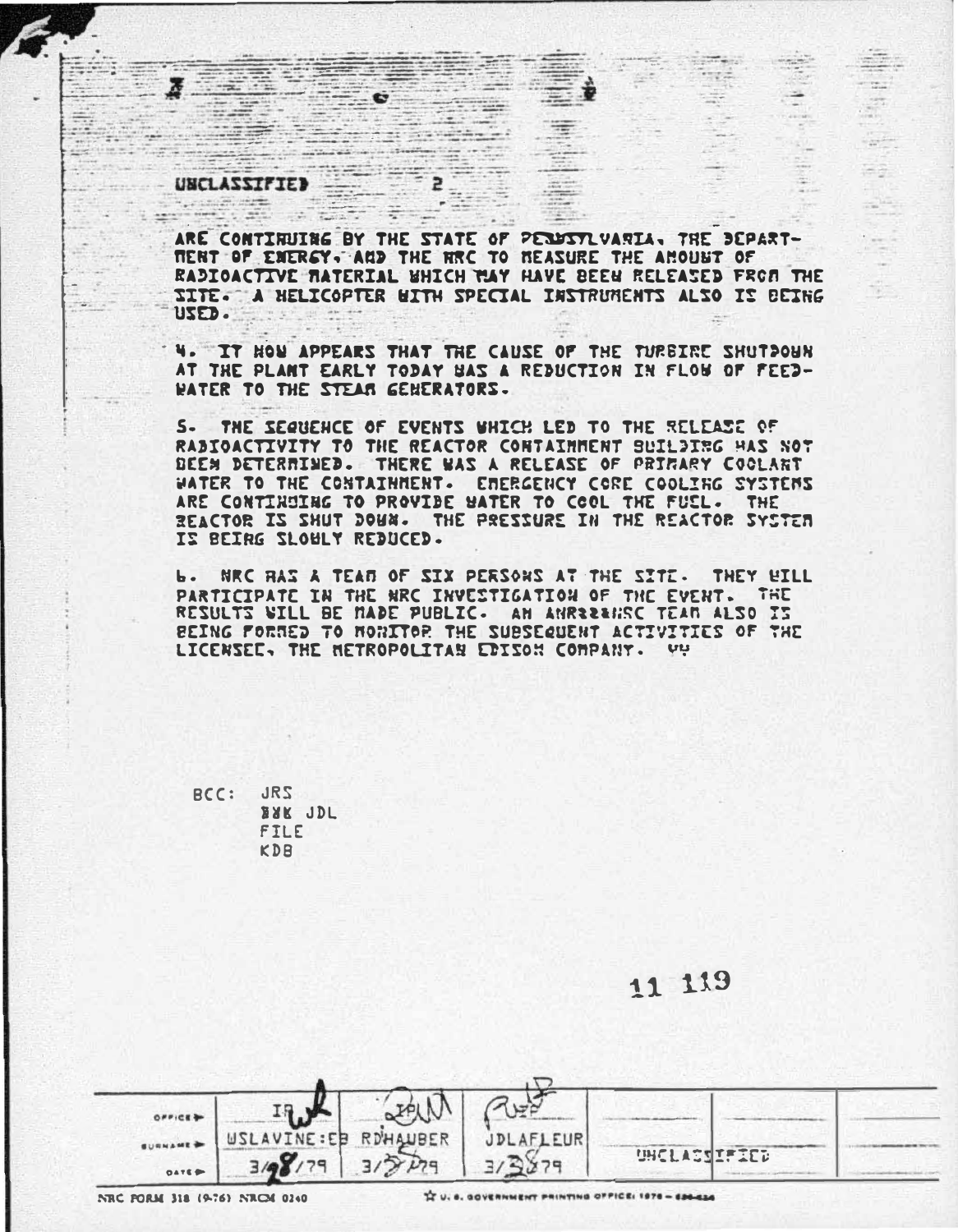UNCLASSIFIED 2

ARE CONTINUING BY THE STATE OF PENNSYLVANIA, THE DEPARTMENT OF ENERGY, AND THE NRC TO MEASURE THE AMOUNT OF RADIOACTIVE MATERIAL WHICH MAY HAVE BEEN RELEASED FROM THE SITE. A HELICOPTER WITH SPECIAL INSTRUMENTS ALSO IS BEING USED.

4. IT NOW APPEARS THAT THE CAUSE OF THE TURBINE SHUTDOWN AT THE PLANT EARLY TODAY WAS A REDUCTION IN FLOW OF FEEDWATER TO THE STEAM GENERATORS.

5. THE SEQUENCE OF EVENTS WHICH LED TO THE RELEASE OF RADIOACTIVITY TO THE REACTOR CONTAINMENT BUILDING HAS NOT BEEN DETERMINED. THERE WAS A RELEASE OF PRIMARY COOLANT WATER TO THE CONTAINMENT. EMERGENCY CORE COOLING SYSTEMS ARE CONTINUING TO PROVIDE WATER TO COOL THE FUEL. THE REACTOR IS SHUT DOWN. THE PRESSURE IN THE REACTOR SYSTEM IS BEING SLOWLY REDUCED.

6. NRC HAS A TEAM OF SIX PERSONS AT THE SITE. THEY WILL PARTICIPATE IN THE NRC INVESTIGATION OF THE EVENT. THE RESULTS WILL BE MADE PUBLIC. AN ANR&&NSC TEAM ALSO IS BEING FORMED TO MONITOR THE SUBSEQUENT ACTIVITIES OF THE LICENSEE, THE METROPOLITAN EDISON COMPANY. VV

BCC: JRS
&&& JDL
FILE
KDB

11 119

| OFFICE ▶ | IP | IP | | | | |
|---|---|---|---|---|---|---|
| SURNAME ▶ | USLAVINE:EB | RDHAUBER | JDLAFLEUR | | | |
| DATE ▶ | 3/28/79 | 3/28/79 | 3/28/79 | UNCLASSIFIED | | |

NRC FORM 318 (9-76) NRCM 0240 U.S. GOVERNMENT PRINTING OFFICE: 1978 — 626-624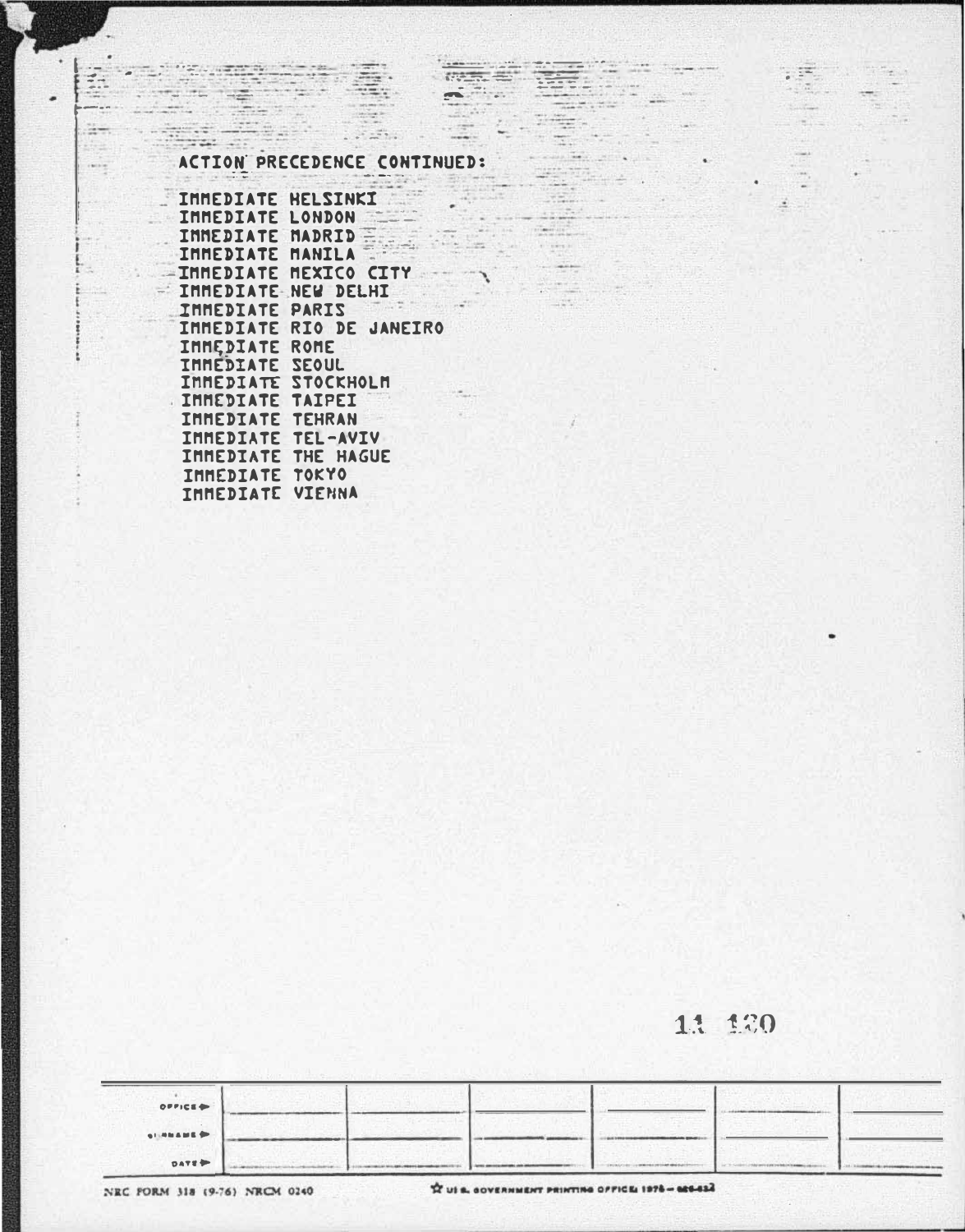ACTION PRECEDENCE CONTINUED:

IMMEDIATE HELSINKI
IMMEDIATE LONDON
IMMEDIATE MADRID
IMMEDIATE MANILA
IMMEDIATE MEXICO CITY
IMMEDIATE NEW DELHI
IMMEDIATE PARIS
IMMEDIATE RIO DE JANEIRO
IMMEDIATE ROME
IMMEDIATE SEOUL
IMMEDIATE STOCKHOLM
IMMEDIATE TAIPEI
IMMEDIATE TEHRAN
IMMEDIATE TEL-AVIV
IMMEDIATE THE HAGUE
IMMEDIATE TOKYO
IMMEDIATE VIENNA

11 120

| | | | | | | |
|---|---|---|---|---|---|---|
| OFFICE ▶ | | | | | | |
| SURNAME ▶ | | | | | | |
| DATE ▶ | | | | | | |

NRC FORM 318 (9-76) NRCM 0240

U.S. GOVERNMENT PRINTING OFFICE: 1976 — 626-632